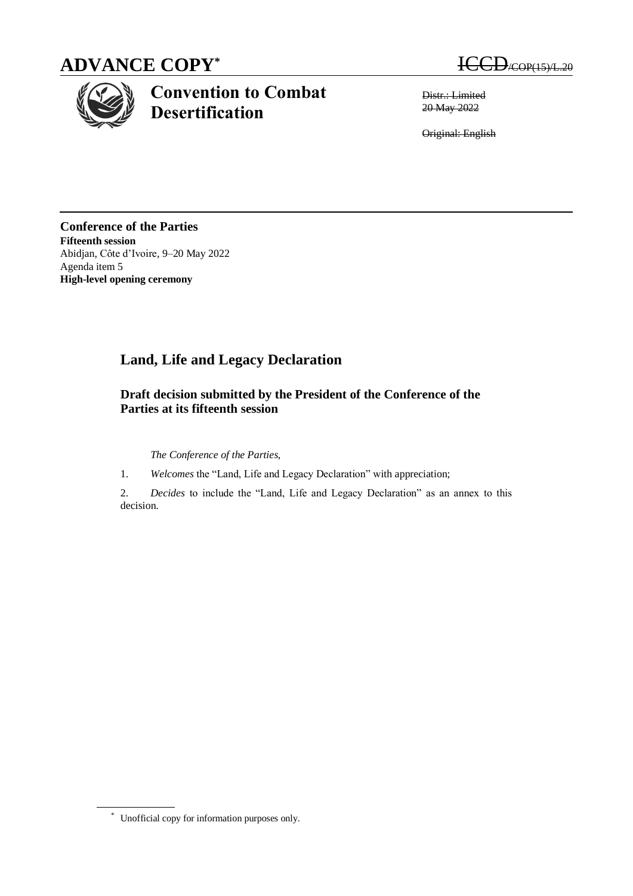# ADVANCE COPY*

ICCD/COP(15)/L.20

## Convention to Combat Desertification

Distr.: Limited
20 May 2022

Original: English

**Conference of the Parties**
**Fifteenth session**
Abidjan, Côte d'Ivoire, 9–20 May 2022
Agenda item 5
**High-level opening ceremony**

## Land, Life and Legacy Declaration

### Draft decision submitted by the President of the Conference of the Parties at its fifteenth session

*The Conference of the Parties,*

1. *Welcomes* the "Land, Life and Legacy Declaration" with appreciation;

2. *Decides* to include the "Land, Life and Legacy Declaration" as an annex to this decision.

---

* Unofficial copy for information purposes only.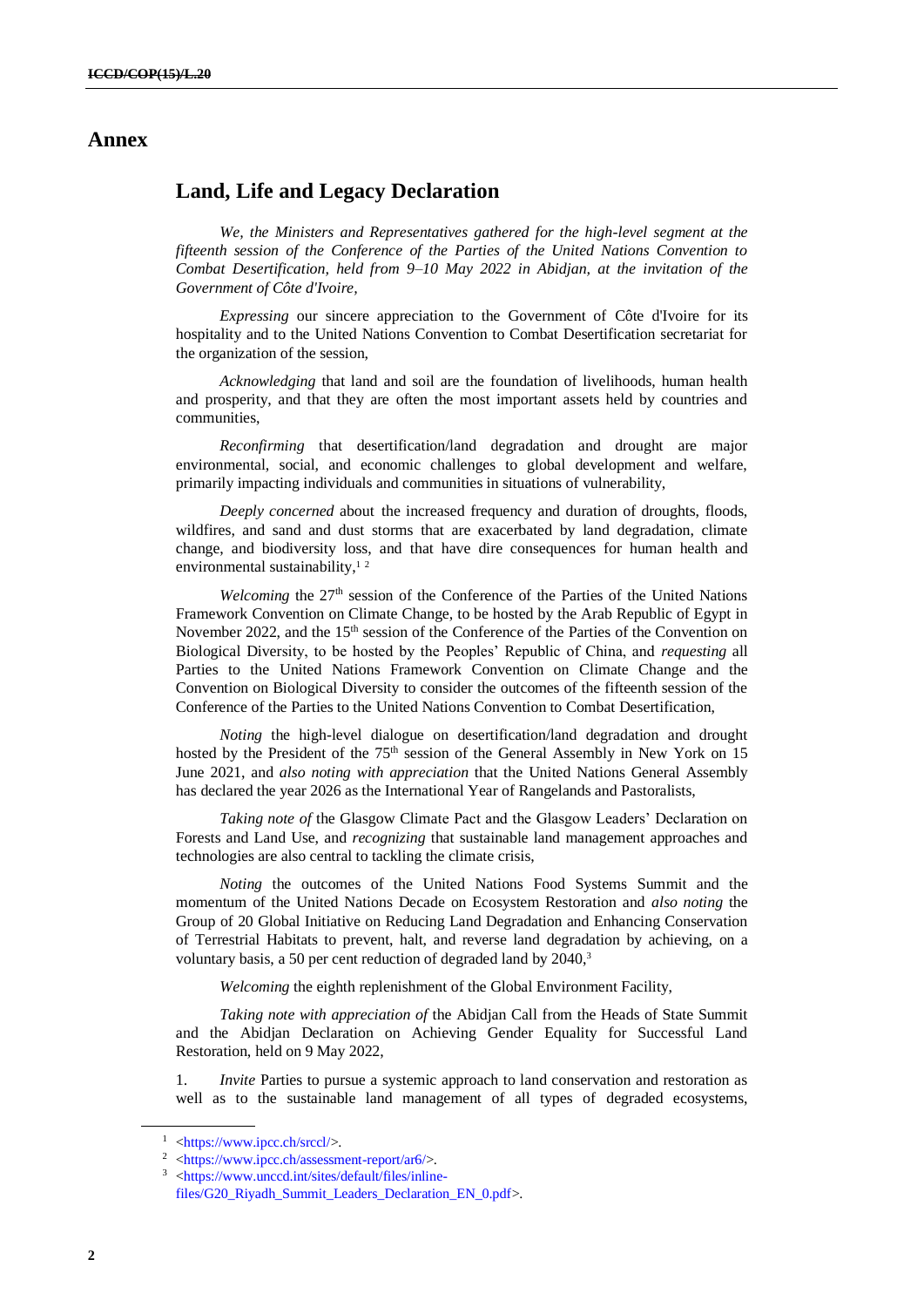# Annex

## Land, Life and Legacy Declaration

*We, the Ministers and Representatives gathered for the high-level segment at the fifteenth session of the Conference of the Parties of the United Nations Convention to Combat Desertification, held from 9–10 May 2022 in Abidjan, at the invitation of the Government of Côte d'Ivoire,*

*Expressing* our sincere appreciation to the Government of Côte d'Ivoire for its hospitality and to the United Nations Convention to Combat Desertification secretariat for the organization of the session,

*Acknowledging* that land and soil are the foundation of livelihoods, human health and prosperity, and that they are often the most important assets held by countries and communities,

*Reconfirming* that desertification/land degradation and drought are major environmental, social, and economic challenges to global development and welfare, primarily impacting individuals and communities in situations of vulnerability,

*Deeply concerned* about the increased frequency and duration of droughts, floods, wildfires, and sand and dust storms that are exacerbated by land degradation, climate change, and biodiversity loss, and that have dire consequences for human health and environmental sustainability,[1] [2]

*Welcoming* the 27th session of the Conference of the Parties of the United Nations Framework Convention on Climate Change, to be hosted by the Arab Republic of Egypt in November 2022, and the 15th session of the Conference of the Parties of the Convention on Biological Diversity, to be hosted by the Peoples' Republic of China, and *requesting* all Parties to the United Nations Framework Convention on Climate Change and the Convention on Biological Diversity to consider the outcomes of the fifteenth session of the Conference of the Parties to the United Nations Convention to Combat Desertification,

*Noting* the high-level dialogue on desertification/land degradation and drought hosted by the President of the 75th session of the General Assembly in New York on 15 June 2021, and *also noting with appreciation* that the United Nations General Assembly has declared the year 2026 as the International Year of Rangelands and Pastoralists,

*Taking note of* the Glasgow Climate Pact and the Glasgow Leaders' Declaration on Forests and Land Use, and *recognizing* that sustainable land management approaches and technologies are also central to tackling the climate crisis,

*Noting* the outcomes of the United Nations Food Systems Summit and the momentum of the United Nations Decade on Ecosystem Restoration and *also noting* the Group of 20 Global Initiative on Reducing Land Degradation and Enhancing Conservation of Terrestrial Habitats to prevent, halt, and reverse land degradation by achieving, on a voluntary basis, a 50 per cent reduction of degraded land by 2040,[3]

*Welcoming* the eighth replenishment of the Global Environment Facility,

*Taking note with appreciation of* the Abidjan Call from the Heads of State Summit and the Abidjan Declaration on Achieving Gender Equality for Successful Land Restoration, held on 9 May 2022,

1. *Invite* Parties to pursue a systemic approach to land conservation and restoration as well as to the sustainable land management of all types of degraded ecosystems,

---

[1] <https://www.ipcc.ch/srccl/>.

[2] <https://www.ipcc.ch/assessment-report/ar6/>.

[3] <https://www.unccd.int/sites/default/files/inline-files/G20_Riyadh_Summit_Leaders_Declaration_EN_0.pdf>.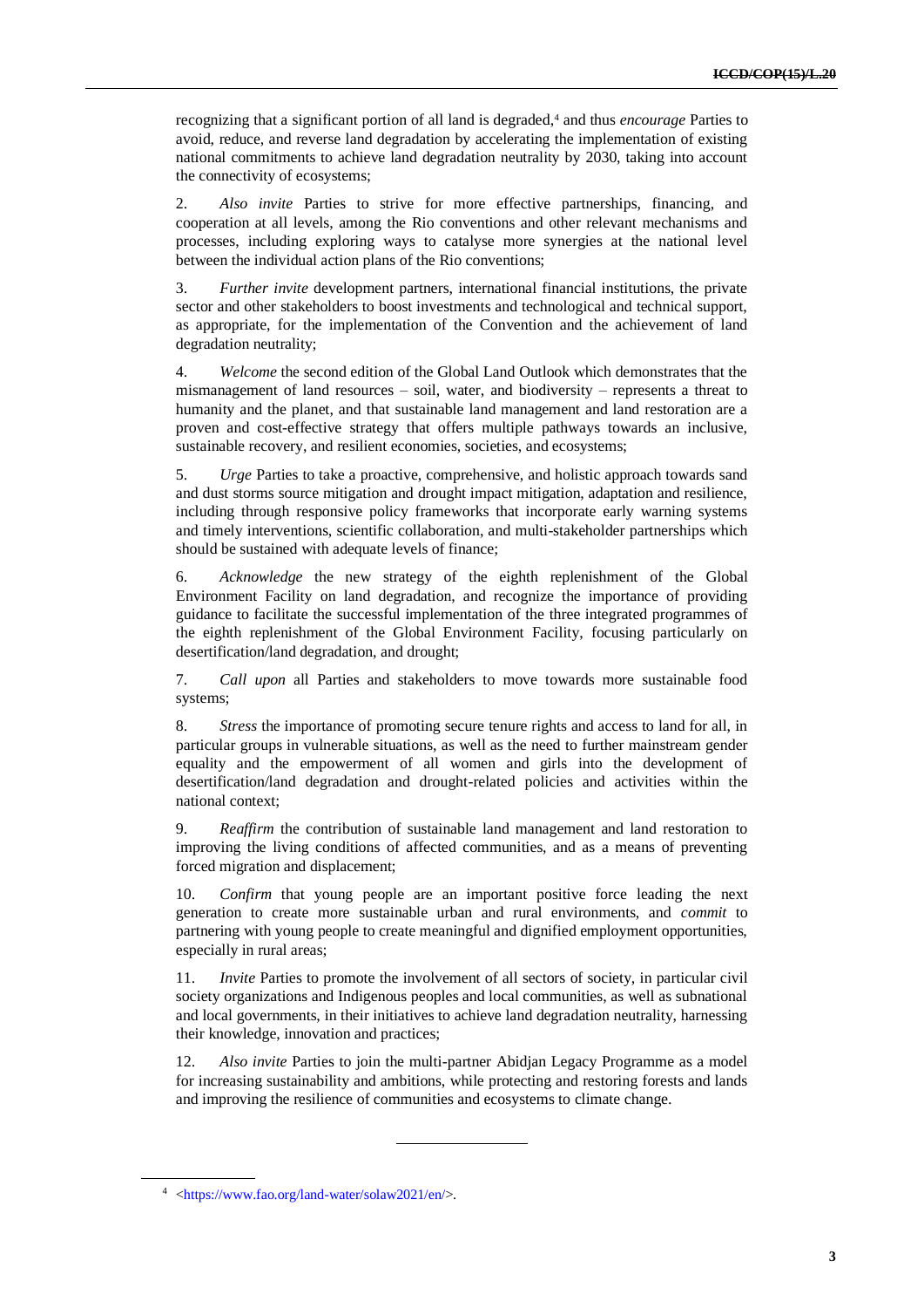recognizing that a significant portion of all land is degraded,[4] and thus *encourage* Parties to avoid, reduce, and reverse land degradation by accelerating the implementation of existing national commitments to achieve land degradation neutrality by 2030, taking into account the connectivity of ecosystems;

2. *Also invite* Parties to strive for more effective partnerships, financing, and cooperation at all levels, among the Rio conventions and other relevant mechanisms and processes, including exploring ways to catalyse more synergies at the national level between the individual action plans of the Rio conventions;

3. *Further invite* development partners, international financial institutions, the private sector and other stakeholders to boost investments and technological and technical support, as appropriate, for the implementation of the Convention and the achievement of land degradation neutrality;

4. *Welcome* the second edition of the Global Land Outlook which demonstrates that the mismanagement of land resources – soil, water, and biodiversity – represents a threat to humanity and the planet, and that sustainable land management and land restoration are a proven and cost-effective strategy that offers multiple pathways towards an inclusive, sustainable recovery, and resilient economies, societies, and ecosystems;

5. *Urge* Parties to take a proactive, comprehensive, and holistic approach towards sand and dust storms source mitigation and drought impact mitigation, adaptation and resilience, including through responsive policy frameworks that incorporate early warning systems and timely interventions, scientific collaboration, and multi-stakeholder partnerships which should be sustained with adequate levels of finance;

6. *Acknowledge* the new strategy of the eighth replenishment of the Global Environment Facility on land degradation, and recognize the importance of providing guidance to facilitate the successful implementation of the three integrated programmes of the eighth replenishment of the Global Environment Facility, focusing particularly on desertification/land degradation, and drought;

7. *Call upon* all Parties and stakeholders to move towards more sustainable food systems;

8. *Stress* the importance of promoting secure tenure rights and access to land for all, in particular groups in vulnerable situations, as well as the need to further mainstream gender equality and the empowerment of all women and girls into the development of desertification/land degradation and drought-related policies and activities within the national context;

9. *Reaffirm* the contribution of sustainable land management and land restoration to improving the living conditions of affected communities, and as a means of preventing forced migration and displacement;

10. *Confirm* that young people are an important positive force leading the next generation to create more sustainable urban and rural environments, and *commit* to partnering with young people to create meaningful and dignified employment opportunities, especially in rural areas;

11. *Invite* Parties to promote the involvement of all sectors of society, in particular civil society organizations and Indigenous peoples and local communities, as well as subnational and local governments, in their initiatives to achieve land degradation neutrality, harnessing their knowledge, innovation and practices;

12. *Also invite* Parties to join the multi-partner Abidjan Legacy Programme as a model for increasing sustainability and ambitions, while protecting and restoring forests and lands and improving the resilience of communities and ecosystems to climate change.

---

[4] <https://www.fao.org/land-water/solaw2021/en/>.